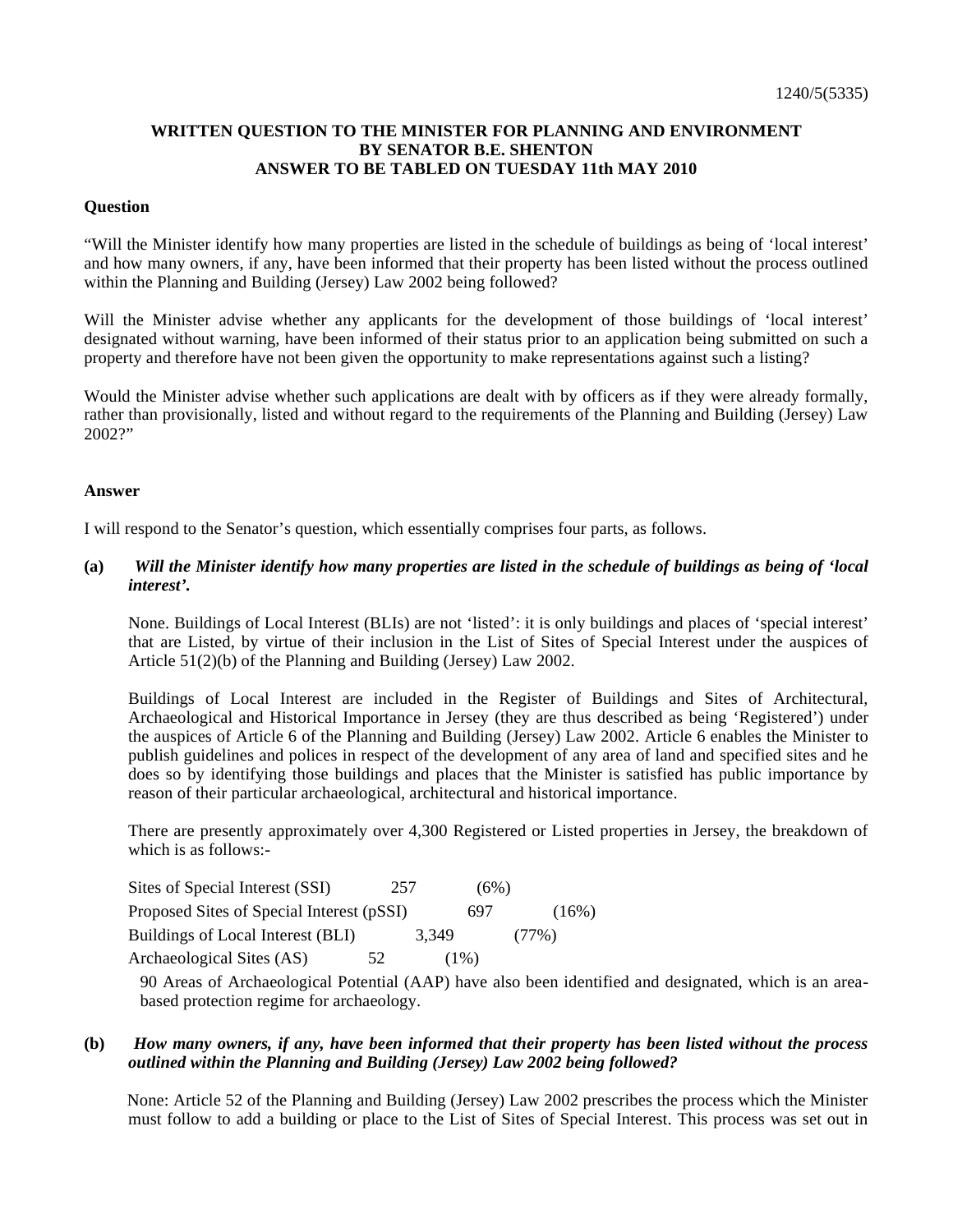1240/5(5335)

**WRITTEN QUESTION TO THE MINISTER FOR PLANNING AND ENVIRONMENT**
**BY SENATOR B.E. SHENTON**
**ANSWER TO BE TABLED ON TUESDAY 11th MAY 2010**

**Question**

"Will the Minister identify how many properties are listed in the schedule of buildings as being of 'local interest' and how many owners, if any, have been informed that their property has been listed without the process outlined within the Planning and Building (Jersey) Law 2002 being followed?

Will the Minister advise whether any applicants for the development of those buildings of 'local interest' designated without warning, have been informed of their status prior to an application being submitted on such a property and therefore have not been given the opportunity to make representations against such a listing?

Would the Minister advise whether such applications are dealt with by officers as if they were already formally, rather than provisionally, listed and without regard to the requirements of the Planning and Building (Jersey) Law 2002?"

**Answer**

I will respond to the Senator's question, which essentially comprises four parts, as follows.

**(a)** ***Will the Minister identify how many properties are listed in the schedule of buildings as being of 'local interest'.***

None. Buildings of Local Interest (BLIs) are not 'listed': it is only buildings and places of 'special interest' that are Listed, by virtue of their inclusion in the List of Sites of Special Interest under the auspices of Article 51(2)(b) of the Planning and Building (Jersey) Law 2002.

Buildings of Local Interest are included in the Register of Buildings and Sites of Architectural, Archaeological and Historical Importance in Jersey (they are thus described as being 'Registered') under the auspices of Article 6 of the Planning and Building (Jersey) Law 2002. Article 6 enables the Minister to publish guidelines and polices in respect of the development of any area of land and specified sites and he does so by identifying those buildings and places that the Minister is satisfied has public importance by reason of their particular archaeological, architectural and historical importance.

There are presently approximately over 4,300 Registered or Listed properties in Jersey, the breakdown of which is as follows:-

| | | |
|---|---|---|
| Sites of Special Interest (SSI) | 257 | (6%) |
| Proposed Sites of Special Interest (pSSI) | 697 | (16%) |
| Buildings of Local Interest (BLI) | 3,349 | (77%) |
| Archaeological Sites (AS) | 52 | (1%) |

90 Areas of Archaeological Potential (AAP) have also been identified and designated, which is an area-based protection regime for archaeology.

**(b)** ***How many owners, if any, have been informed that their property has been listed without the process outlined within the Planning and Building (Jersey) Law 2002 being followed?***

None: Article 52 of the Planning and Building (Jersey) Law 2002 prescribes the process which the Minister must follow to add a building or place to the List of Sites of Special Interest. This process was set out in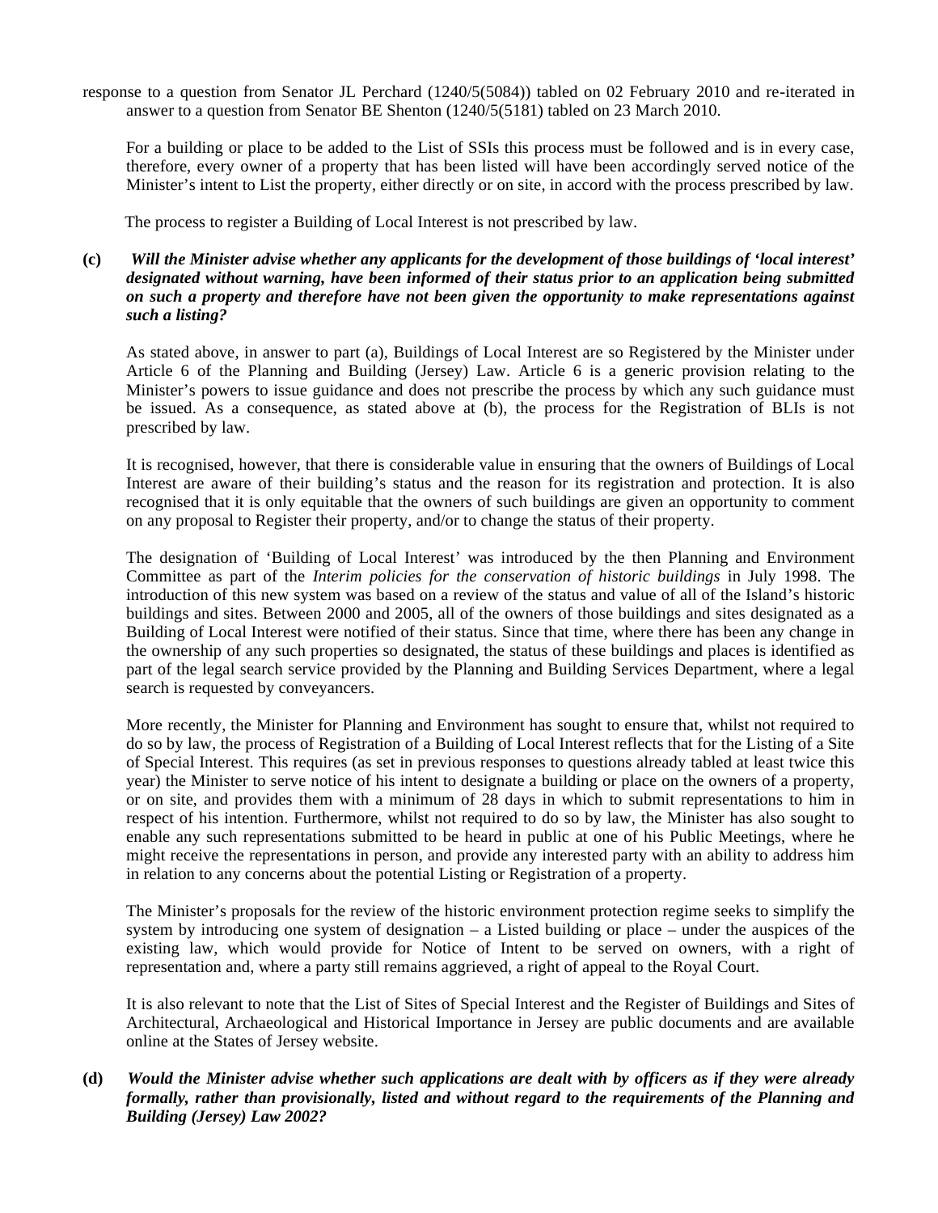response to a question from Senator JL Perchard (1240/5(5084)) tabled on 02 February 2010 and re-iterated in answer to a question from Senator BE Shenton (1240/5(5181) tabled on 23 March 2010.

For a building or place to be added to the List of SSIs this process must be followed and is in every case, therefore, every owner of a property that has been listed will have been accordingly served notice of the Minister's intent to List the property, either directly or on site, in accord with the process prescribed by law.

The process to register a Building of Local Interest is not prescribed by law.

**(c)** ***Will the Minister advise whether any applicants for the development of those buildings of 'local interest' designated without warning, have been informed of their status prior to an application being submitted on such a property and therefore have not been given the opportunity to make representations against such a listing?***

As stated above, in answer to part (a), Buildings of Local Interest are so Registered by the Minister under Article 6 of the Planning and Building (Jersey) Law. Article 6 is a generic provision relating to the Minister's powers to issue guidance and does not prescribe the process by which any such guidance must be issued. As a consequence, as stated above at (b), the process for the Registration of BLIs is not prescribed by law.

It is recognised, however, that there is considerable value in ensuring that the owners of Buildings of Local Interest are aware of their building's status and the reason for its registration and protection. It is also recognised that it is only equitable that the owners of such buildings are given an opportunity to comment on any proposal to Register their property, and/or to change the status of their property.

The designation of 'Building of Local Interest' was introduced by the then Planning and Environment Committee as part of the *Interim policies for the conservation of historic buildings* in July 1998. The introduction of this new system was based on a review of the status and value of all of the Island's historic buildings and sites. Between 2000 and 2005, all of the owners of those buildings and sites designated as a Building of Local Interest were notified of their status. Since that time, where there has been any change in the ownership of any such properties so designated, the status of these buildings and places is identified as part of the legal search service provided by the Planning and Building Services Department, where a legal search is requested by conveyancers.

More recently, the Minister for Planning and Environment has sought to ensure that, whilst not required to do so by law, the process of Registration of a Building of Local Interest reflects that for the Listing of a Site of Special Interest. This requires (as set in previous responses to questions already tabled at least twice this year) the Minister to serve notice of his intent to designate a building or place on the owners of a property, or on site, and provides them with a minimum of 28 days in which to submit representations to him in respect of his intention. Furthermore, whilst not required to do so by law, the Minister has also sought to enable any such representations submitted to be heard in public at one of his Public Meetings, where he might receive the representations in person, and provide any interested party with an ability to address him in relation to any concerns about the potential Listing or Registration of a property.

The Minister's proposals for the review of the historic environment protection regime seeks to simplify the system by introducing one system of designation – a Listed building or place – under the auspices of the existing law, which would provide for Notice of Intent to be served on owners, with a right of representation and, where a party still remains aggrieved, a right of appeal to the Royal Court.

It is also relevant to note that the List of Sites of Special Interest and the Register of Buildings and Sites of Architectural, Archaeological and Historical Importance in Jersey are public documents and are available online at the States of Jersey website.

**(d)** ***Would the Minister advise whether such applications are dealt with by officers as if they were already formally, rather than provisionally, listed and without regard to the requirements of the Planning and Building (Jersey) Law 2002?***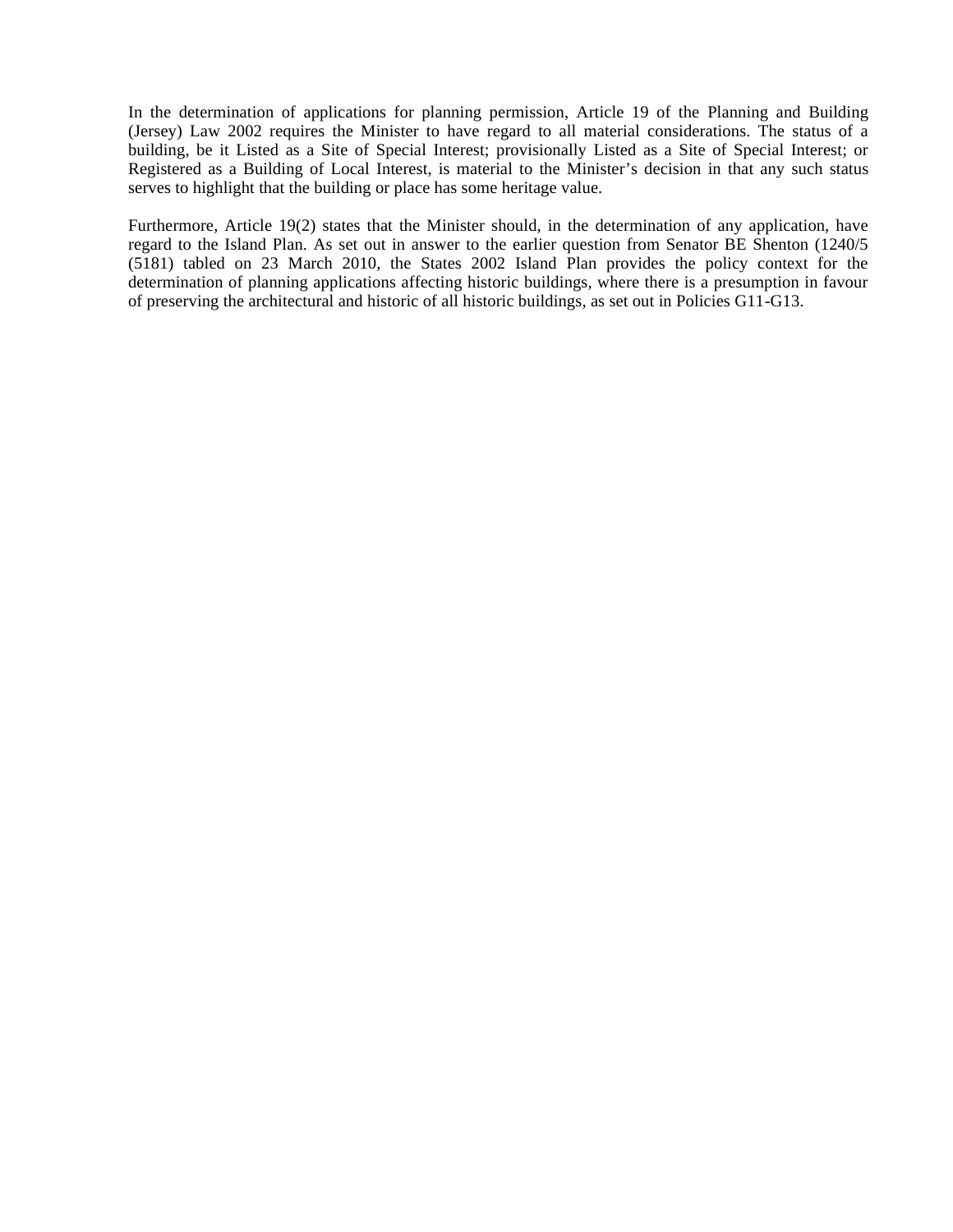In the determination of applications for planning permission, Article 19 of the Planning and Building (Jersey) Law 2002 requires the Minister to have regard to all material considerations. The status of a building, be it Listed as a Site of Special Interest; provisionally Listed as a Site of Special Interest; or Registered as a Building of Local Interest, is material to the Minister's decision in that any such status serves to highlight that the building or place has some heritage value.

Furthermore, Article 19(2) states that the Minister should, in the determination of any application, have regard to the Island Plan. As set out in answer to the earlier question from Senator BE Shenton (1240/5 (5181) tabled on 23 March 2010, the States 2002 Island Plan provides the policy context for the determination of planning applications affecting historic buildings, where there is a presumption in favour of preserving the architectural and historic of all historic buildings, as set out in Policies G11-G13.